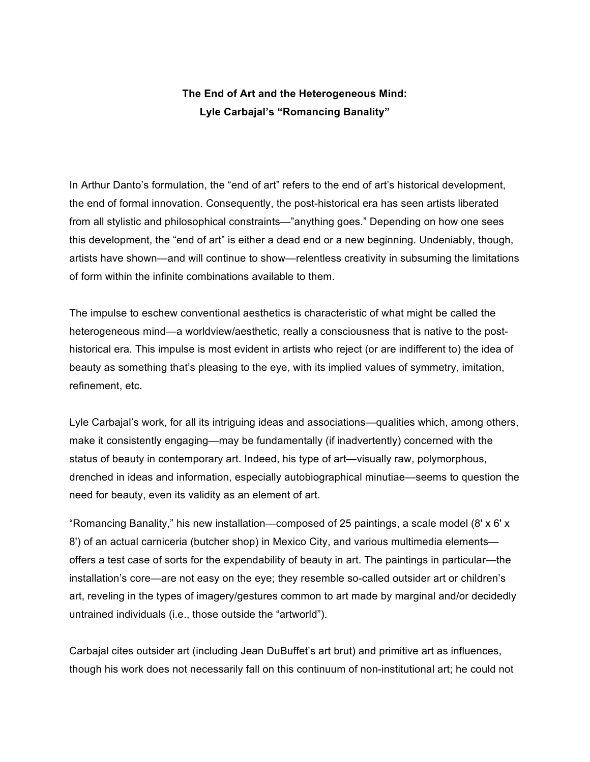# The End of Art and the Heterogeneous Mind:
# Lyle Carbajal's "Romancing Banality"

In Arthur Danto's formulation, the "end of art" refers to the end of art's historical development, the end of formal innovation. Consequently, the post-historical era has seen artists liberated from all stylistic and philosophical constraints—"anything goes." Depending on how one sees this development, the "end of art" is either a dead end or a new beginning. Undeniably, though, artists have shown—and will continue to show—relentless creativity in subsuming the limitations of form within the infinite combinations available to them.

The impulse to eschew conventional aesthetics is characteristic of what might be called the heterogeneous mind—a worldview/aesthetic, really a consciousness that is native to the post-historical era. This impulse is most evident in artists who reject (or are indifferent to) the idea of beauty as something that's pleasing to the eye, with its implied values of symmetry, imitation, refinement, etc.

Lyle Carbajal's work, for all its intriguing ideas and associations—qualities which, among others, make it consistently engaging—may be fundamentally (if inadvertently) concerned with the status of beauty in contemporary art. Indeed, his type of art—visually raw, polymorphous, drenched in ideas and information, especially autobiographical minutiae—seems to question the need for beauty, even its validity as an element of art.

"Romancing Banality," his new installation—composed of 25 paintings, a scale model (8' x 6' x 8') of an actual carniceria (butcher shop) in Mexico City, and various multimedia elements—offers a test case of sorts for the expendability of beauty in art. The paintings in particular—the installation's core—are not easy on the eye; they resemble so-called outsider art or children's art, reveling in the types of imagery/gestures common to art made by marginal and/or decidedly untrained individuals (i.e., those outside the "artworld").

Carbajal cites outsider art (including Jean DuBuffet's art brut) and primitive art as influences, though his work does not necessarily fall on this continuum of non-institutional art; he could not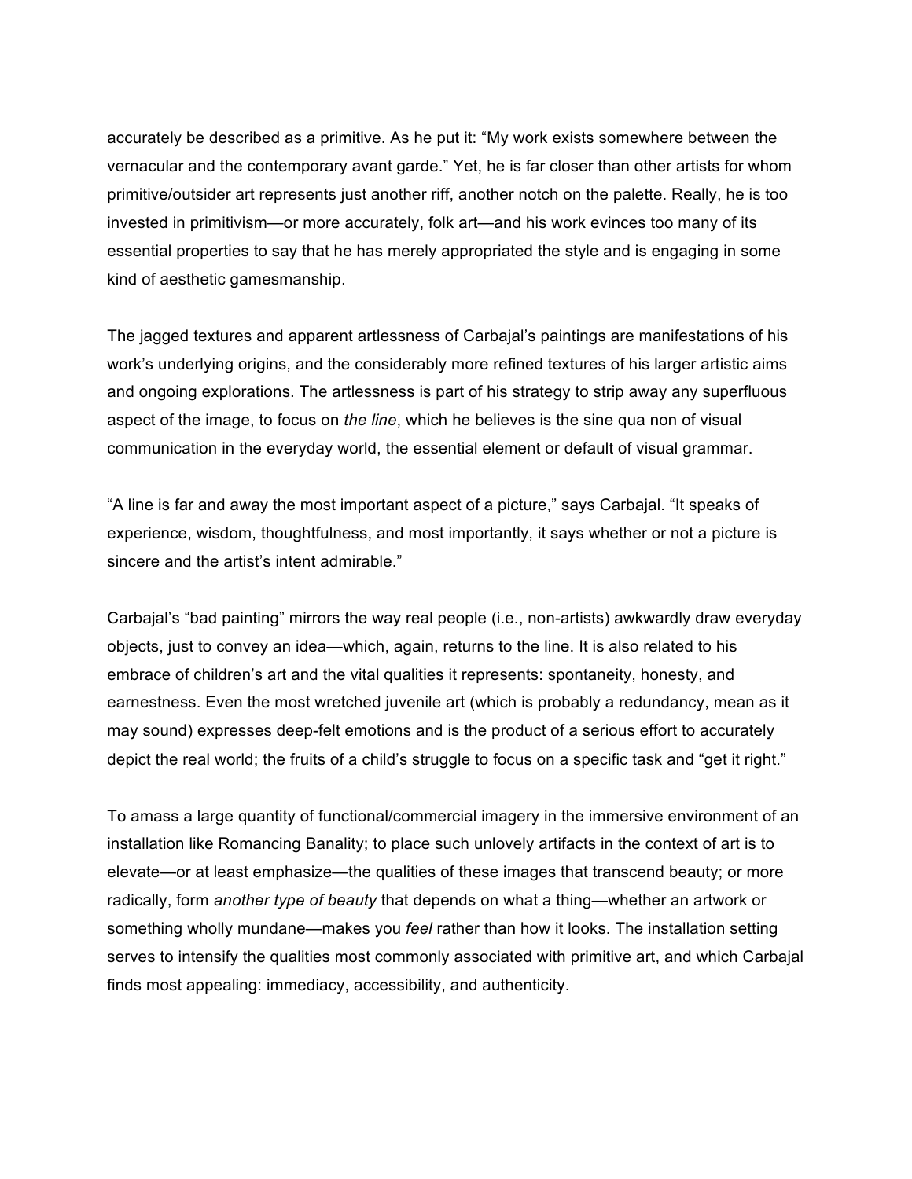accurately be described as a primitive. As he put it: “My work exists somewhere between the vernacular and the contemporary avant garde.” Yet, he is far closer than other artists for whom primitive/outsider art represents just another riff, another notch on the palette. Really, he is too invested in primitivism—or more accurately, folk art—and his work evinces too many of its essential properties to say that he has merely appropriated the style and is engaging in some kind of aesthetic gamesmanship.

The jagged textures and apparent artlessness of Carbajal’s paintings are manifestations of his work’s underlying origins, and the considerably more refined textures of his larger artistic aims and ongoing explorations. The artlessness is part of his strategy to strip away any superfluous aspect of the image, to focus on *the line*, which he believes is the sine qua non of visual communication in the everyday world, the essential element or default of visual grammar.

“A line is far and away the most important aspect of a picture,” says Carbajal. “It speaks of experience, wisdom, thoughtfulness, and most importantly, it says whether or not a picture is sincere and the artist’s intent admirable.”

Carbajal’s “bad painting” mirrors the way real people (i.e., non-artists) awkwardly draw everyday objects, just to convey an idea—which, again, returns to the line. It is also related to his embrace of children’s art and the vital qualities it represents: spontaneity, honesty, and earnestness. Even the most wretched juvenile art (which is probably a redundancy, mean as it may sound) expresses deep-felt emotions and is the product of a serious effort to accurately depict the real world; the fruits of a child’s struggle to focus on a specific task and “get it right.”

To amass a large quantity of functional/commercial imagery in the immersive environment of an installation like Romancing Banality; to place such unlovely artifacts in the context of art is to elevate—or at least emphasize—the qualities of these images that transcend beauty; or more radically, form *another type of beauty* that depends on what a thing—whether an artwork or something wholly mundane—makes you *feel* rather than how it looks. The installation setting serves to intensify the qualities most commonly associated with primitive art, and which Carbajal finds most appealing: immediacy, accessibility, and authenticity.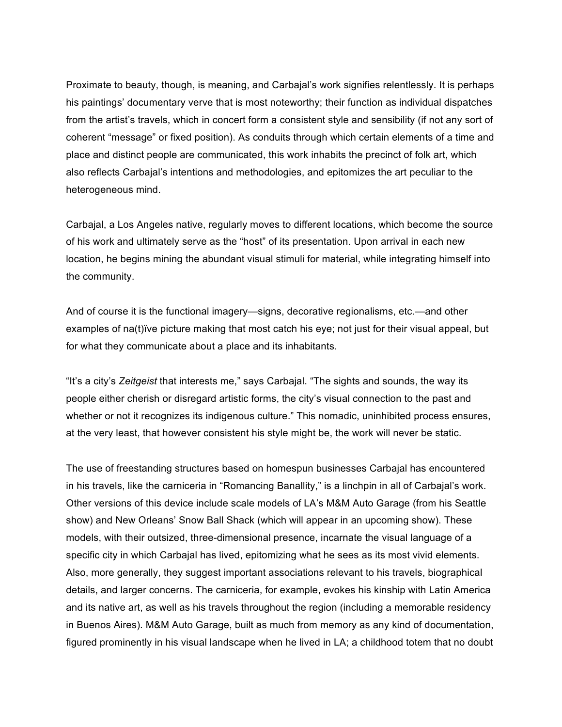Proximate to beauty, though, is meaning, and Carbajal's work signifies relentlessly. It is perhaps his paintings' documentary verve that is most noteworthy; their function as individual dispatches from the artist's travels, which in concert form a consistent style and sensibility (if not any sort of coherent "message" or fixed position). As conduits through which certain elements of a time and place and distinct people are communicated, this work inhabits the precinct of folk art, which also reflects Carbajal's intentions and methodologies, and epitomizes the art peculiar to the heterogeneous mind.

Carbajal, a Los Angeles native, regularly moves to different locations, which become the source of his work and ultimately serve as the "host" of its presentation. Upon arrival in each new location, he begins mining the abundant visual stimuli for material, while integrating himself into the community.

And of course it is the functional imagery—signs, decorative regionalisms, etc.—and other examples of na(t)ïve picture making that most catch his eye; not just for their visual appeal, but for what they communicate about a place and its inhabitants.

"It's a city's *Zeitgeist* that interests me," says Carbajal. "The sights and sounds, the way its people either cherish or disregard artistic forms, the city's visual connection to the past and whether or not it recognizes its indigenous culture." This nomadic, uninhibited process ensures, at the very least, that however consistent his style might be, the work will never be static.

The use of freestanding structures based on homespun businesses Carbajal has encountered in his travels, like the carniceria in "Romancing Banallity," is a linchpin in all of Carbajal's work. Other versions of this device include scale models of LA's M&M Auto Garage (from his Seattle show) and New Orleans' Snow Ball Shack (which will appear in an upcoming show). These models, with their outsized, three-dimensional presence, incarnate the visual language of a specific city in which Carbajal has lived, epitomizing what he sees as its most vivid elements. Also, more generally, they suggest important associations relevant to his travels, biographical details, and larger concerns. The carniceria, for example, evokes his kinship with Latin America and its native art, as well as his travels throughout the region (including a memorable residency in Buenos Aires). M&M Auto Garage, built as much from memory as any kind of documentation, figured prominently in his visual landscape when he lived in LA; a childhood totem that no doubt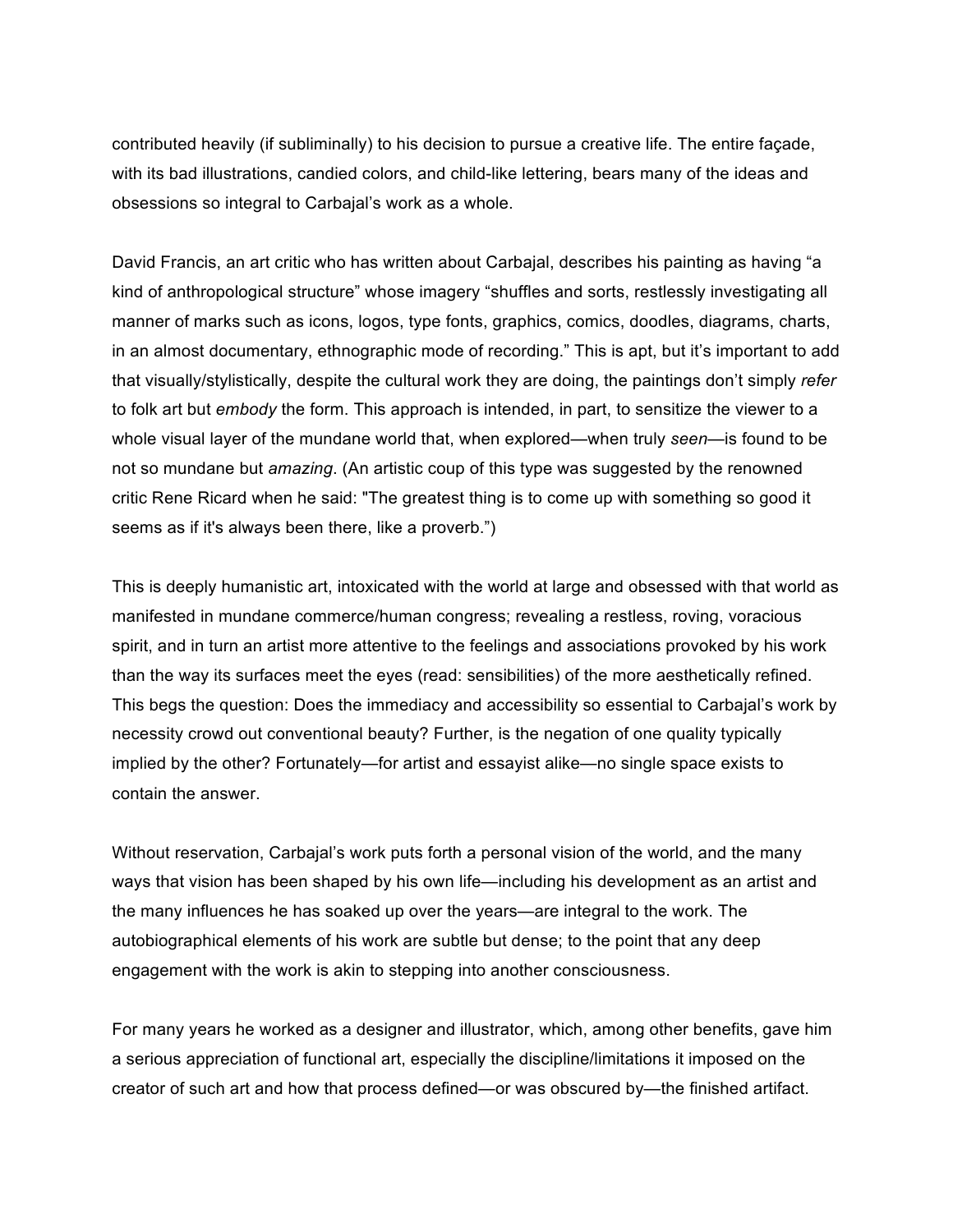contributed heavily (if subliminally) to his decision to pursue a creative life. The entire façade, with its bad illustrations, candied colors, and child-like lettering, bears many of the ideas and obsessions so integral to Carbajal's work as a whole.

David Francis, an art critic who has written about Carbajal, describes his painting as having "a kind of anthropological structure" whose imagery "shuffles and sorts, restlessly investigating all manner of marks such as icons, logos, type fonts, graphics, comics, doodles, diagrams, charts, in an almost documentary, ethnographic mode of recording." This is apt, but it's important to add that visually/stylistically, despite the cultural work they are doing, the paintings don't simply *refer* to folk art but *embody* the form. This approach is intended, in part, to sensitize the viewer to a whole visual layer of the mundane world that, when explored—when truly *seen*—is found to be not so mundane but *amazing*. (An artistic coup of this type was suggested by the renowned critic Rene Ricard when he said: "The greatest thing is to come up with something so good it seems as if it's always been there, like a proverb.")

This is deeply humanistic art, intoxicated with the world at large and obsessed with that world as manifested in mundane commerce/human congress; revealing a restless, roving, voracious spirit, and in turn an artist more attentive to the feelings and associations provoked by his work than the way its surfaces meet the eyes (read: sensibilities) of the more aesthetically refined. This begs the question: Does the immediacy and accessibility so essential to Carbajal's work by necessity crowd out conventional beauty? Further, is the negation of one quality typically implied by the other? Fortunately—for artist and essayist alike—no single space exists to contain the answer.

Without reservation, Carbajal's work puts forth a personal vision of the world, and the many ways that vision has been shaped by his own life—including his development as an artist and the many influences he has soaked up over the years—are integral to the work. The autobiographical elements of his work are subtle but dense; to the point that any deep engagement with the work is akin to stepping into another consciousness.

For many years he worked as a designer and illustrator, which, among other benefits, gave him a serious appreciation of functional art, especially the discipline/limitations it imposed on the creator of such art and how that process defined—or was obscured by—the finished artifact.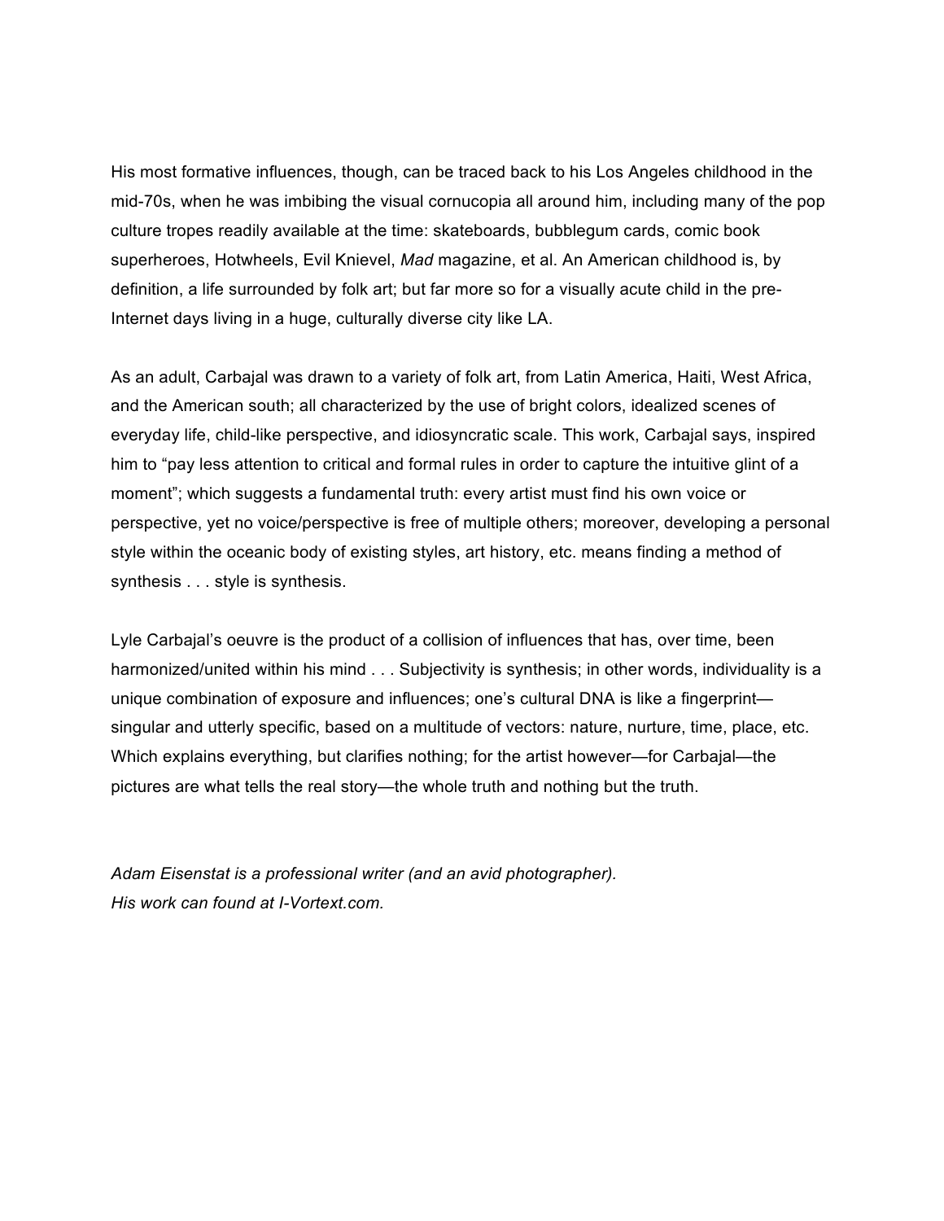His most formative influences, though, can be traced back to his Los Angeles childhood in the mid-70s, when he was imbibing the visual cornucopia all around him, including many of the pop culture tropes readily available at the time: skateboards, bubblegum cards, comic book superheroes, Hotwheels, Evil Knievel, *Mad* magazine, et al. An American childhood is, by definition, a life surrounded by folk art; but far more so for a visually acute child in the pre-Internet days living in a huge, culturally diverse city like LA.

As an adult, Carbajal was drawn to a variety of folk art, from Latin America, Haiti, West Africa, and the American south; all characterized by the use of bright colors, idealized scenes of everyday life, child-like perspective, and idiosyncratic scale. This work, Carbajal says, inspired him to "pay less attention to critical and formal rules in order to capture the intuitive glint of a moment"; which suggests a fundamental truth: every artist must find his own voice or perspective, yet no voice/perspective is free of multiple others; moreover, developing a personal style within the oceanic body of existing styles, art history, etc. means finding a method of synthesis . . . style is synthesis.

Lyle Carbajal's oeuvre is the product of a collision of influences that has, over time, been harmonized/united within his mind . . . Subjectivity is synthesis; in other words, individuality is a unique combination of exposure and influences; one's cultural DNA is like a fingerprint—singular and utterly specific, based on a multitude of vectors: nature, nurture, time, place, etc. Which explains everything, but clarifies nothing; for the artist however—for Carbajal—the pictures are what tells the real story—the whole truth and nothing but the truth.

*Adam Eisenstat is a professional writer (and an avid photographer).*
*His work can found at I-Vortext.com.*